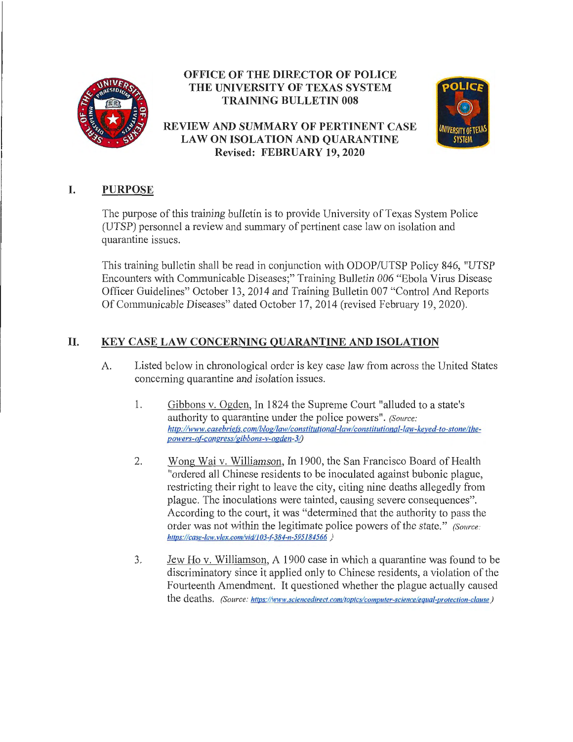# OFFICE OF THE DIRECTOR OF POLICE
# THE UNIVERSITY OF TEXAS SYSTEM
# TRAINING BULLETIN 008

## REVIEW AND SUMMARY OF PERTINENT CASE LAW ON ISOLATION AND QUARANTINE

**Revised: FEBRUARY 19, 2020**

## I. PURPOSE

The purpose of this training bulletin is to provide University of Texas System Police (UTSP) personnel a review and summary of pertinent case law on isolation and quarantine issues.

This training bulletin shall be read in conjunction with ODOP/UTSP Policy 846, "UTSP Encounters with Communicable Diseases;" Training Bulletin 006 "Ebola Virus Disease Officer Guidelines" October 13, 2014 and Training Bulletin 007 "Control And Reports Of Communicable Diseases" dated October 17, 2014 (revised February 19, 2020).

## II. KEY CASE LAW CONCERNING QUARANTINE AND ISOLATION

A. Listed below in chronological order is key case law from across the United States concerning quarantine and isolation issues.

1. Gibbons v. Ogden, In 1824 the Supreme Court "alluded to a state's authority to quarantine under the police powers". *(Source: http://www.casebriefs.com/blog/law/constitutional-law/constitutional-law-keyed-to-stone/the-powers-of-congress/gibbons-v-ogden-3/)*

2. Wong Wai v. Williamson, In 1900, the San Francisco Board of Health "ordered all Chinese residents to be inoculated against bubonic plague, restricting their right to leave the city, citing nine deaths allegedly from plague. The inoculations were tainted, causing severe consequences". According to the court, it was "determined that the authority to pass the order was not within the legitimate police powers of the state." *(Source: https://case-law.vlex.com/vid/103-f-384-n-595184566 )*

3. Jew Ho v. Williamson, A 1900 case in which a quarantine was found to be discriminatory since it applied only to Chinese residents, a violation of the Fourteenth Amendment. It questioned whether the plague actually caused the deaths. *(Source: https://www.sciencedirect.com/topics/computer-science/equal-protection-clause )*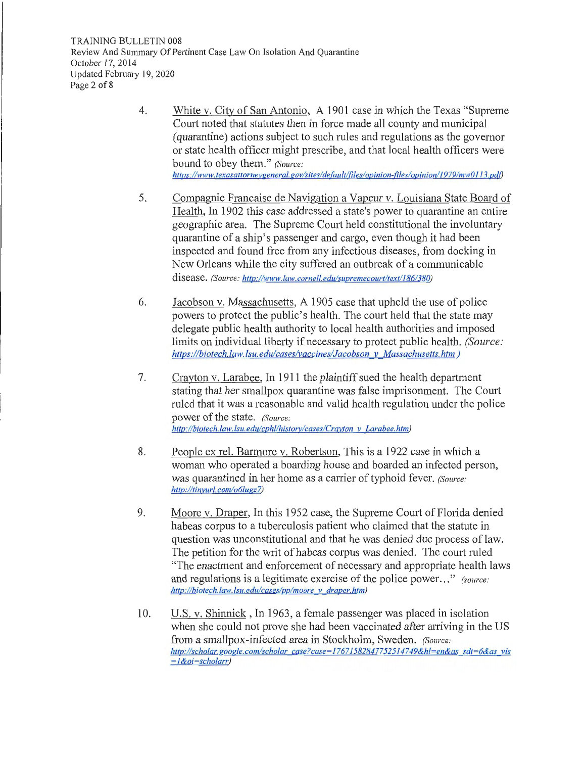4. <u>White v. City of San Antonio</u>, A 1901 case in which the Texas "Supreme Court noted that statutes then in force made all county and municipal (quarantine) actions subject to such rules and regulations as the governor or state health officer might prescribe, and that local health officers were bound to obey them." *(Source: https://www.texasattorneygeneral.gov/sites/default/files/opinion-files/opinion/1979/mw0113.pdf)*

5. <u>Compagnie Francaise de Navigation a Vapeur v. Louisiana State Board of Health</u>, In 1902 this case addressed a state's power to quarantine an entire geographic area. The Supreme Court held constitutional the involuntary quarantine of a ship's passenger and cargo, even though it had been inspected and found free from any infectious diseases, from docking in New Orleans while the city suffered an outbreak of a communicable disease. *(Source: http://www.law.cornell.edu/supremecourt/text/186/380)*

6. <u>Jacobson v. Massachusetts</u>, A 1905 case that upheld the use of police powers to protect the public's health. The court held that the state may delegate public health authority to local health authorities and imposed limits on individual liberty if necessary to protect public health. *(Source: https://biotech.law.lsu.edu/cases/vaccines/Jacobson_v_Massachusetts.htm )*

7. <u>Crayton v. Larabee</u>, In 1911 the plaintiff sued the health department stating that her smallpox quarantine was false imprisonment. The Court ruled that it was a reasonable and valid health regulation under the police power of the state. *(Source: http://biotech.law.lsu.edu/cphl/history/cases/Crayton_v_Larabee.htm)*

8. <u>People ex rel. Barmore v. Robertson</u>, This is a 1922 case in which a woman who operated a boarding house and boarded an infected person, was quarantined in her home as a carrier of typhoid fever. *(Source: http://tinyurl.com/o6lugz7)*

9. <u>Moore v. Draper</u>, In this 1952 case, the Supreme Court of Florida denied habeas corpus to a tuberculosis patient who claimed that the statute in question was unconstitutional and that he was denied due process of law. The petition for the writ of habeas corpus was denied. The court ruled "The enactment and enforcement of necessary and appropriate health laws and regulations is a legitimate exercise of the police power…" *(source: http://biotech.law.lsu.edu/cases/pp/moore_v_draper.htm)*

10. <u>U.S. v. Shinnick</u> , In 1963, a female passenger was placed in isolation when she could not prove she had been vaccinated after arriving in the US from a smallpox-infected area in Stockholm, Sweden. *(Source: http://scholar.google.com/scholar_case?case=17671582847752514749&hl=en&as_sdt=6&as_vis=1&oi=scholarr)*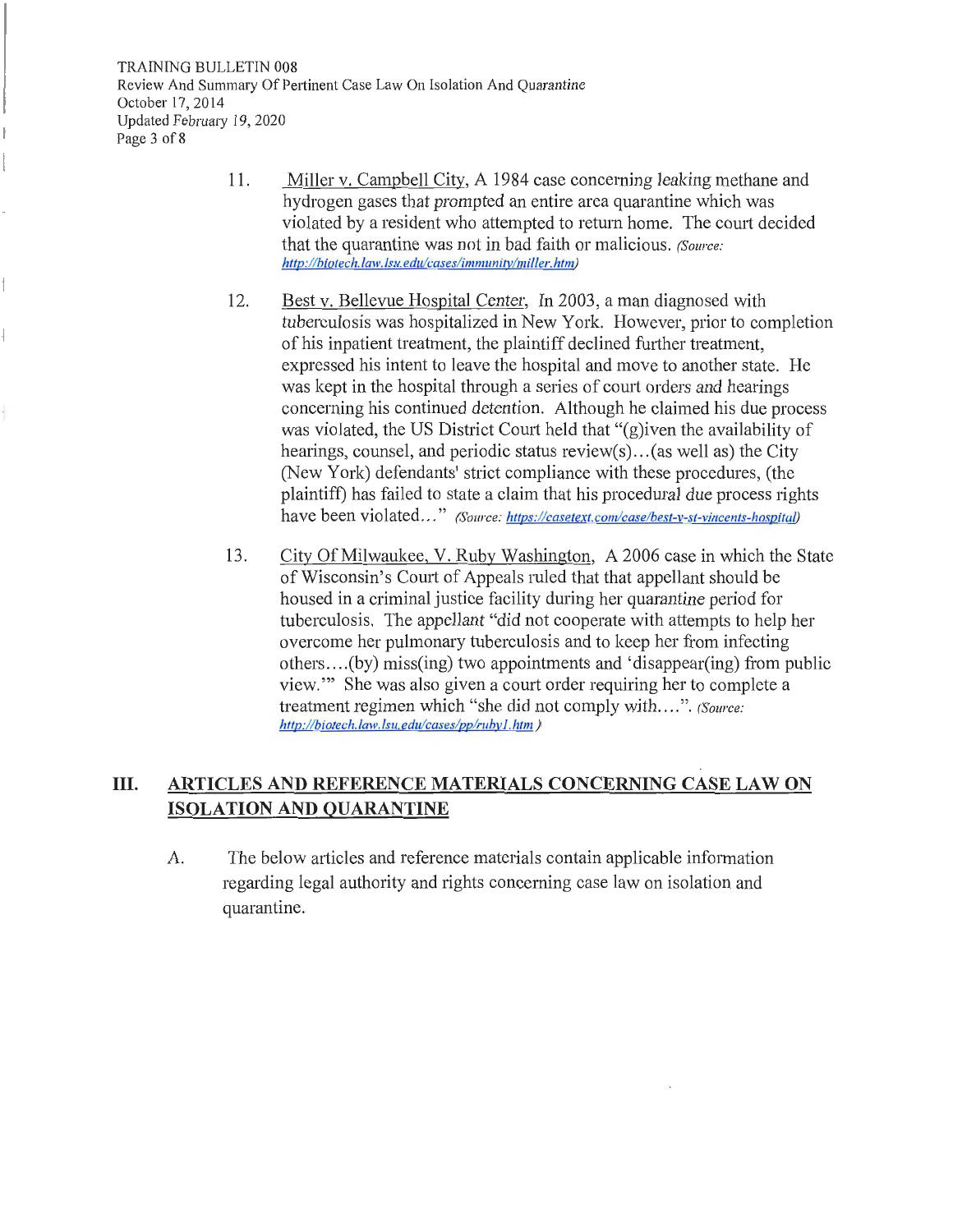11. Miller v. Campbell City, A 1984 case concerning leaking methane and hydrogen gases that prompted an entire area quarantine which was violated by a resident who attempted to return home. The court decided that the quarantine was not in bad faith or malicious. *(Source: http://biotech.law.lsu.edu/cases/immunity/miller.htm)*

12. Best v. Bellevue Hospital Center, In 2003, a man diagnosed with tuberculosis was hospitalized in New York. However, prior to completion of his inpatient treatment, the plaintiff declined further treatment, expressed his intent to leave the hospital and move to another state. He was kept in the hospital through a series of court orders and hearings concerning his continued detention. Although he claimed his due process was violated, the US District Court held that "(g)iven the availability of hearings, counsel, and periodic status review(s)…(as well as) the City (New York) defendants' strict compliance with these procedures, (the plaintiff) has failed to state a claim that his procedural due process rights have been violated…" *(Source: https://casetext.com/case/best-v-st-vincents-hospital)*

13. City Of Milwaukee, V. Ruby Washington, A 2006 case in which the State of Wisconsin's Court of Appeals ruled that that appellant should be housed in a criminal justice facility during her quarantine period for tuberculosis. The appellant "did not cooperate with attempts to help her overcome her pulmonary tuberculosis and to keep her from infecting others….(by) miss(ing) two appointments and 'disappear(ing) from public view.'" She was also given a court order requiring her to complete a treatment regimen which "she did not comply with….". *(Source: http://biotech.law.lsu.edu/cases/pp/ruby1.htm)*

## III. ARTICLES AND REFERENCE MATERIALS CONCERNING CASE LAW ON ISOLATION AND QUARANTINE

A. The below articles and reference materials contain applicable information regarding legal authority and rights concerning case law on isolation and quarantine.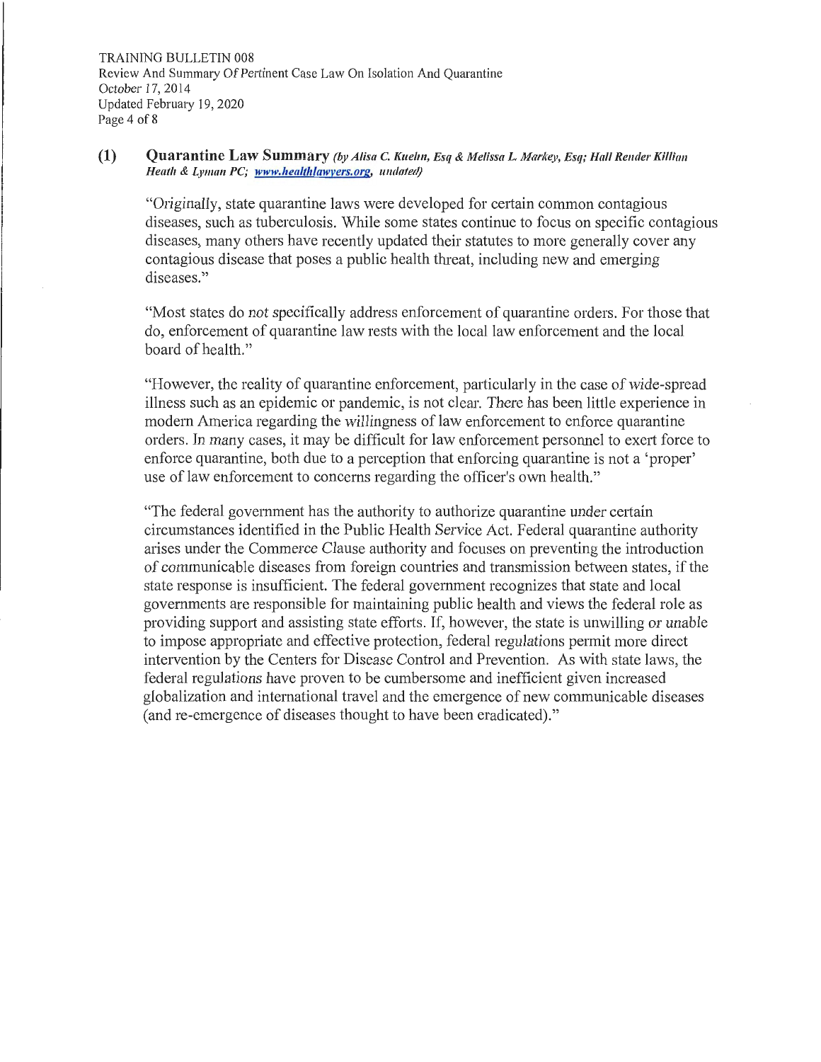**(1) Quarantine Law Summary** *(by Alisa C. Kuehn, Esq & Melissa L. Markey, Esq; Hall Render Killian Heath & Lyman PC; www.healthlawyers.org, undated)*

"Originally, state quarantine laws were developed for certain common contagious diseases, such as tuberculosis. While some states continue to focus on specific contagious diseases, many others have recently updated their statutes to more generally cover any contagious disease that poses a public health threat, including new and emerging diseases."

"Most states do not specifically address enforcement of quarantine orders. For those that do, enforcement of quarantine law rests with the local law enforcement and the local board of health."

"However, the reality of quarantine enforcement, particularly in the case of wide-spread illness such as an epidemic or pandemic, is not clear. There has been little experience in modern America regarding the willingness of law enforcement to enforce quarantine orders. In many cases, it may be difficult for law enforcement personnel to exert force to enforce quarantine, both due to a perception that enforcing quarantine is not a 'proper' use of law enforcement to concerns regarding the officer's own health."

"The federal government has the authority to authorize quarantine under certain circumstances identified in the Public Health Service Act. Federal quarantine authority arises under the Commerce Clause authority and focuses on preventing the introduction of communicable diseases from foreign countries and transmission between states, if the state response is insufficient. The federal government recognizes that state and local governments are responsible for maintaining public health and views the federal role as providing support and assisting state efforts. If, however, the state is unwilling or unable to impose appropriate and effective protection, federal regulations permit more direct intervention by the Centers for Disease Control and Prevention. As with state laws, the federal regulations have proven to be cumbersome and inefficient given increased globalization and international travel and the emergence of new communicable diseases (and re-emergence of diseases thought to have been eradicated)."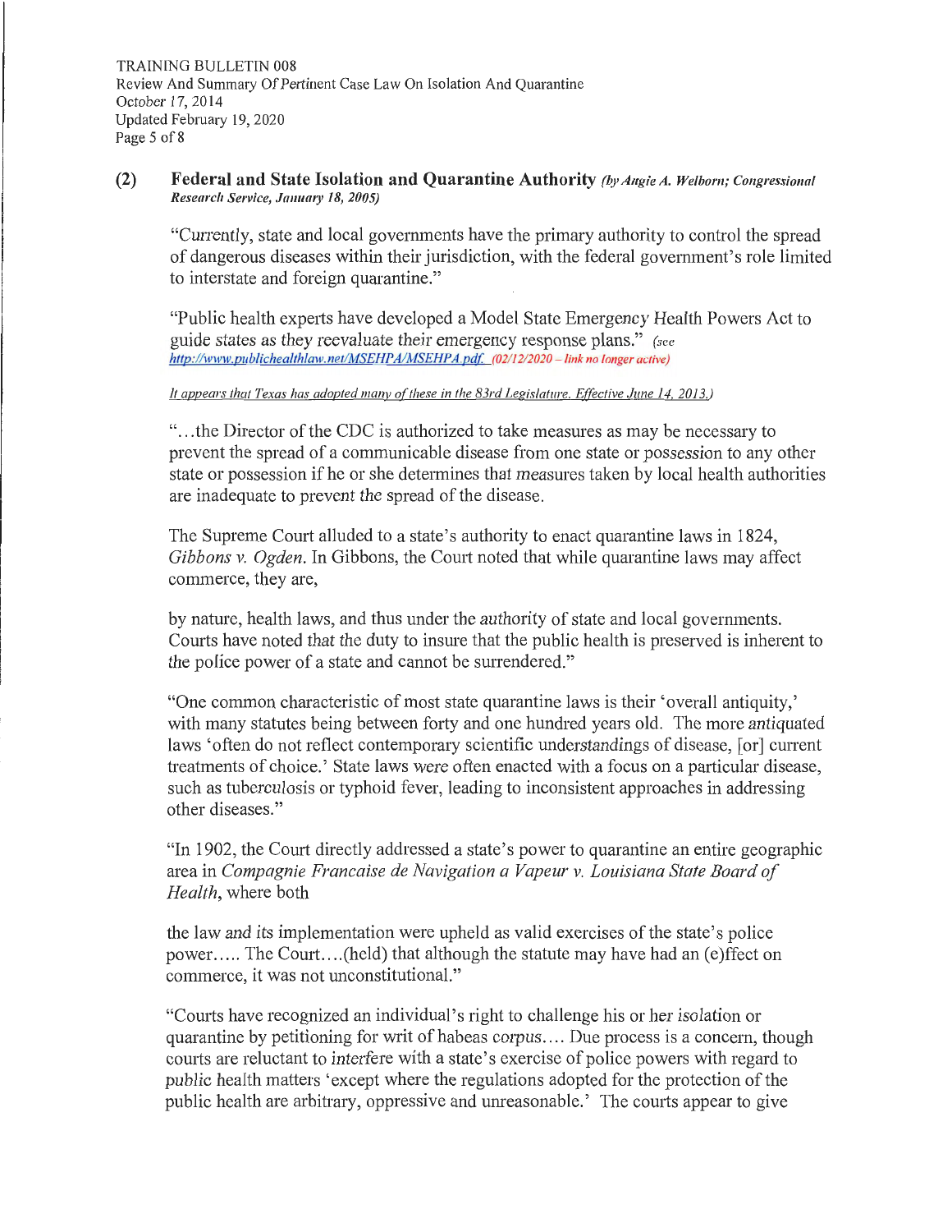## (2) Federal and State Isolation and Quarantine Authority *(by Angie A. Welborn; Congressional Research Service, January 18, 2005)*

"Currently, state and local governments have the primary authority to control the spread of dangerous diseases within their jurisdiction, with the federal government's role limited to interstate and foreign quarantine."

"Public health experts have developed a Model State Emergency Health Powers Act to guide states as they reevaluate their emergency response plans." *(see http://www.publichealthlaw.net/MSEHPA/MSEHPA.pdf (02/12/2020 – link no longer active)*

*It appears that Texas has adopted many of these in the 83rd Legislature. Effective June 14, 2013.)*

"...the Director of the CDC is authorized to take measures as may be necessary to prevent the spread of a communicable disease from one state or possession to any other state or possession if he or she determines that measures taken by local health authorities are inadequate to prevent the spread of the disease.

The Supreme Court alluded to a state's authority to enact quarantine laws in 1824, *Gibbons v. Ogden*. In Gibbons, the Court noted that while quarantine laws may affect commerce, they are,

by nature, health laws, and thus under the authority of state and local governments. Courts have noted that the duty to insure that the public health is preserved is inherent to the police power of a state and cannot be surrendered."

"One common characteristic of most state quarantine laws is their 'overall antiquity,' with many statutes being between forty and one hundred years old. The more antiquated laws 'often do not reflect contemporary scientific understandings of disease, [or] current treatments of choice.' State laws were often enacted with a focus on a particular disease, such as tuberculosis or typhoid fever, leading to inconsistent approaches in addressing other diseases."

"In 1902, the Court directly addressed a state's power to quarantine an entire geographic area in *Compagnie Francaise de Navigation a Vapeur v. Louisiana State Board of Health*, where both

the law and its implementation were upheld as valid exercises of the state's police power..... The Court....(held) that although the statute may have had an (e)ffect on commerce, it was not unconstitutional."

"Courts have recognized an individual's right to challenge his or her isolation or quarantine by petitioning for writ of habeas corpus.... Due process is a concern, though courts are reluctant to interfere with a state's exercise of police powers with regard to public health matters 'except where the regulations adopted for the protection of the public health are arbitrary, oppressive and unreasonable.' The courts appear to give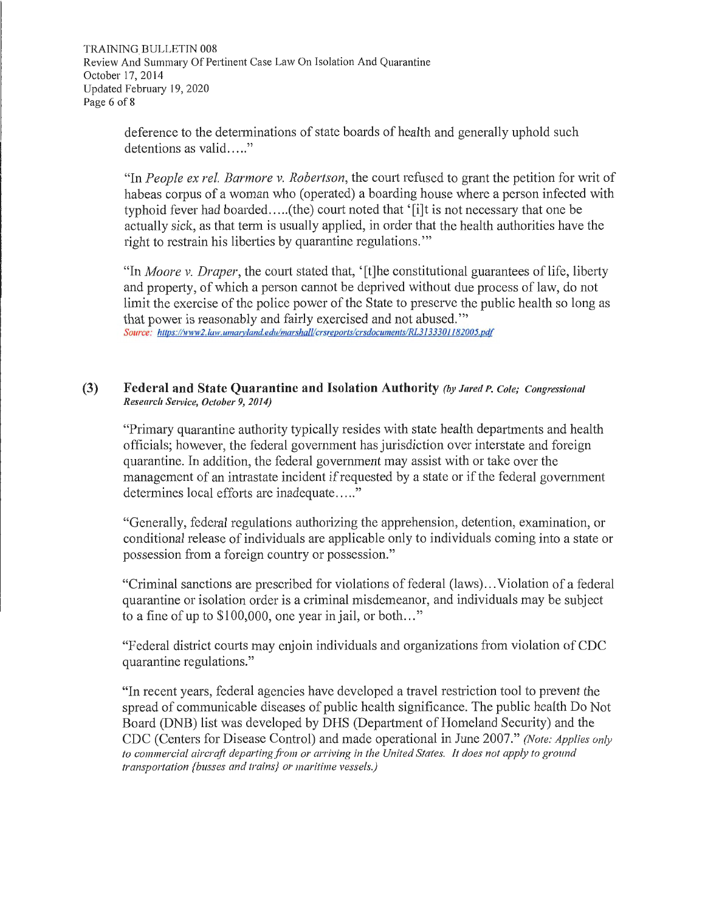deference to the determinations of state boards of health and generally uphold such detentions as valid….."

"In *People ex rel. Barmore v. Robertson*, the court refused to grant the petition for writ of habeas corpus of a woman who (operated) a boarding house where a person infected with typhoid fever had boarded…..(the) court noted that '[i]t is not necessary that one be actually sick, as that term is usually applied, in order that the health authorities have the right to restrain his liberties by quarantine regulations.'"

"In *Moore v. Draper*, the court stated that, '[t]he constitutional guarantees of life, liberty and property, of which a person cannot be deprived without due process of law, do not limit the exercise of the police power of the State to preserve the public health so long as that power is reasonably and fairly exercised and not abused.'"

*Source: https://www2.law.umaryland.edu/marshall/crsreports/crsdocuments/RL31333011182005.pdf*

## (3) Federal and State Quarantine and Isolation Authority *(by Jared P. Cole; Congressional Research Service, October 9, 2014)*

"Primary quarantine authority typically resides with state health departments and health officials; however, the federal government has jurisdiction over interstate and foreign quarantine. In addition, the federal government may assist with or take over the management of an intrastate incident *if* requested by a state or if the federal government determines local efforts are inadequate….."

"Generally, federal regulations authorizing the apprehension, detention, examination, or conditional release of individuals are applicable only to individuals coming into a state or possession from a foreign country or possession."

"Criminal sanctions are prescribed for violations of federal (laws)…Violation of a federal quarantine or isolation order is a criminal misdemeanor, and individuals may be subject to a fine of up to $100,000, one year in jail, or both…"

"Federal district courts may enjoin individuals and organizations from violation of CDC quarantine regulations."

"In recent years, federal agencies have developed a travel restriction tool to prevent the spread of communicable diseases of public health significance. The public health Do Not Board (DNB) list was developed by DHS (Department of Homeland Security) and the CDC (Centers for Disease Control) and made operational in June 2007." *(Note: Applies only to commercial aircraft departing from or arriving in the United States. It does not apply to ground transportation {busses and trains} or maritime vessels.)*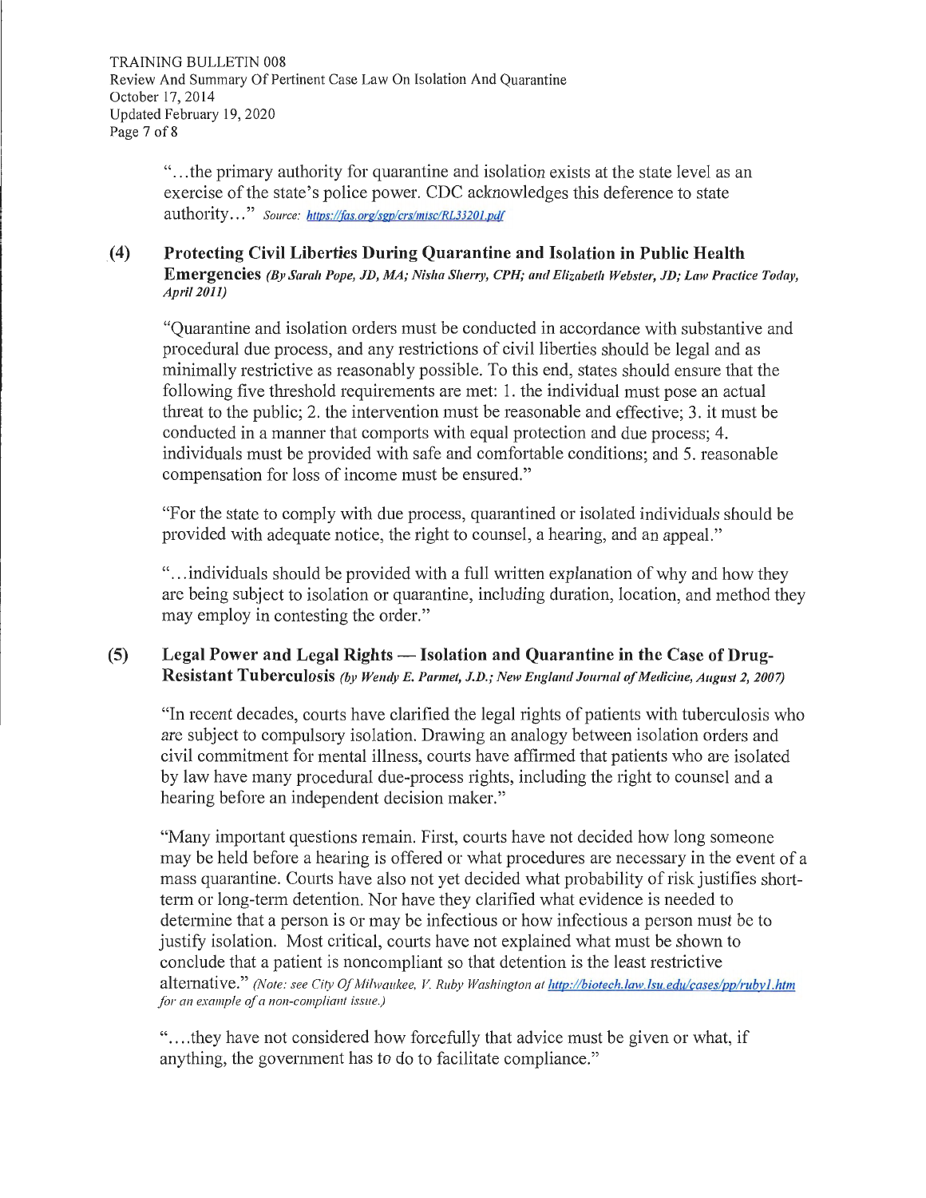"...the primary authority for quarantine and isolation exists at the state level as an exercise of the state's police power. CDC acknowledges this deference to state authority..." *Source: https://fas.org/sgp/crs/misc/RL33201.pdf*

### (4) Protecting Civil Liberties During Quarantine and Isolation in Public Health Emergencies *(By Sarah Pope, JD, MA; Nisha Sherry, CPH; and Elizabeth Webster, JD; Law Practice Today, April 2011)*

"Quarantine and isolation orders must be conducted in accordance with substantive and procedural due process, and any restrictions of civil liberties should be legal and as minimally restrictive as reasonably possible. To this end, states should ensure that the following five threshold requirements are met: 1. the individual must pose an actual threat to the public; 2. the intervention must be reasonable and effective; 3. it must be conducted in a manner that comports with equal protection and due process; 4. individuals must be provided with safe and comfortable conditions; and 5. reasonable compensation for loss of income must be ensured."

"For the state to comply with due process, quarantined or isolated individuals should be provided with adequate notice, the right to counsel, a hearing, and an appeal."

"...individuals should be provided with a full written explanation of why and how they are being subject to isolation or quarantine, including duration, location, and method they may employ in contesting the order."

### (5) Legal Power and Legal Rights — Isolation and Quarantine in the Case of Drug-Resistant Tuberculosis *(by Wendy E. Parmet, J.D.; New England Journal of Medicine, August 2, 2007)*

"In recent decades, courts have clarified the legal rights of patients with tuberculosis who are subject to compulsory isolation. Drawing an analogy between isolation orders and civil commitment for mental illness, courts have affirmed that patients who are isolated by law have many procedural due-process rights, including the right to counsel and a hearing before an independent decision maker."

"Many important questions remain. First, courts have not decided how long someone may be held before a hearing is offered or what procedures are necessary in the event of a mass quarantine. Courts have also not yet decided what probability of risk justifies short-term or long-term detention. Nor have they clarified what evidence is needed to determine that a person is or may be infectious or how infectious a person must be to justify isolation. Most critical, courts have not explained what must be shown to conclude that a patient is noncompliant so that detention is the least restrictive alternative." *(Note: see City Of Milwaukee, V. Ruby Washington at http://biotech.law.lsu.edu/cases/pp/ruby1.htm for an example of a non-compliant issue.)*

"....they have not considered how forcefully that advice must be given or what, if anything, the government has to do to facilitate compliance."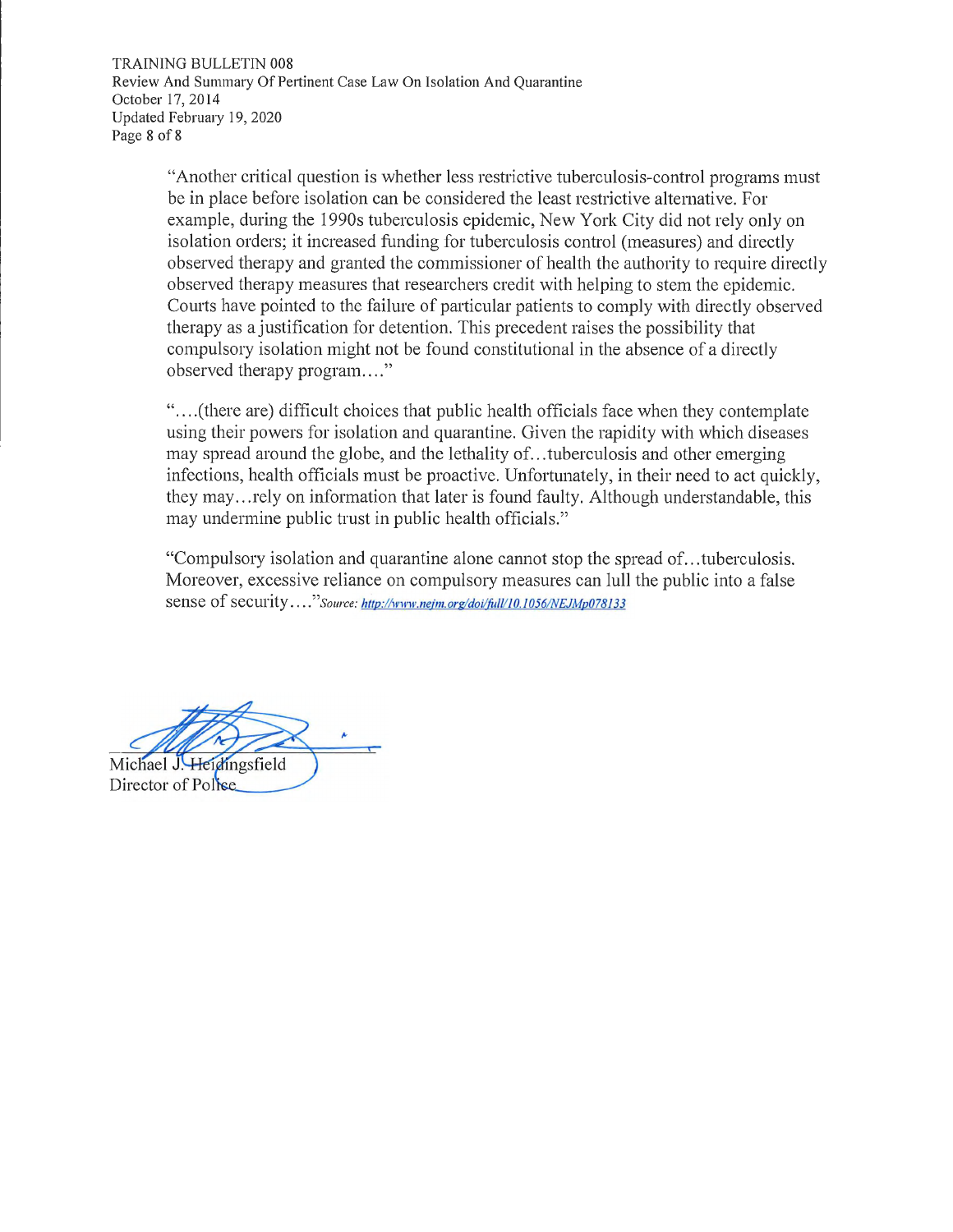"Another critical question is whether less restrictive tuberculosis-control programs must be in place before isolation can be considered the least restrictive alternative. For example, during the 1990s tuberculosis epidemic, New York City did not rely only on isolation orders; it increased funding for tuberculosis control (measures) and directly observed therapy and granted the commissioner of health the authority to require directly observed therapy measures that researchers credit with helping to stem the epidemic. Courts have pointed to the failure of particular patients to comply with directly observed therapy as a justification for detention. This precedent raises the possibility that compulsory isolation might not be found constitutional in the absence of a directly observed therapy program…."

"….(there are) difficult choices that public health officials face when they contemplate using their powers for isolation and quarantine. Given the rapidity with which diseases may spread around the globe, and the lethality of…tuberculosis and other emerging infections, health officials must be proactive. Unfortunately, in their need to act quickly, they may…rely on information that later is found faulty. Although understandable, this may undermine public trust in public health officials."

"Compulsory isolation and quarantine alone cannot stop the spread of…tuberculosis. Moreover, excessive reliance on compulsory measures can lull the public into a false sense of security…." *Source: http://www.nejm.org/doi/full/10.1056/NEJMp078133*

Michael J. Heidingsfield
Director of Police